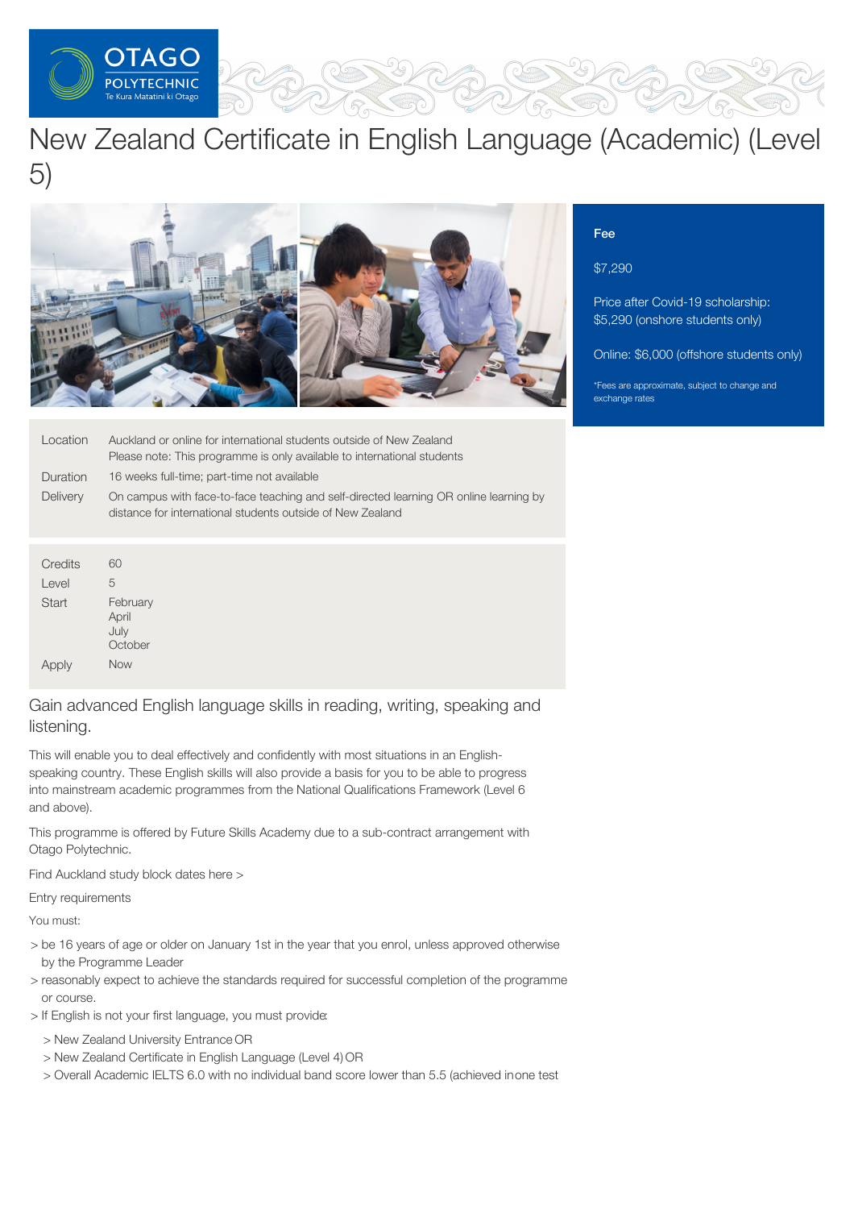# New Zealand Certificate in English Language (Academic) (Level 5)

**Fee**

$7,290

Price after Covid-19 scholarship: $5,290 (onshore students only)

Online: $6,000 (offshore students only)

*Fees are approximate, subject to change and exchange rates

| | |
|---|---|
| Location | Auckland or online for international students outside of New Zealand<br>Please note: This programme is only available to international students |
| Duration | 16 weeks full-time; part-time not available |
| Delivery | On campus with face-to-face teaching and self-directed learning OR online learning by distance for international students outside of New Zealand |

| | |
|---|---|
| Credits | 60 |
| Level | 5 |
| Start | February<br>April<br>July<br>October |
| Apply | Now |

## Gain advanced English language skills in reading, writing, speaking and listening.

This will enable you to deal effectively and confidently with most situations in an English-speaking country. These English skills will also provide a basis for you to be able to progress into mainstream academic programmes from the National Qualifications Framework (Level 6 and above).

This programme is offered by Future Skills Academy due to a sub-contract arrangement with Otago Polytechnic.

Find Auckland study block dates here >

Entry requirements

You must:

- be 16 years of age or older on January 1st in the year that you enrol, unless approved otherwise by the Programme Leader
- reasonably expect to achieve the standards required for successful completion of the programme or course.
- If English is not your first language, you must provide:
  - New Zealand University Entrance OR
  - New Zealand Certificate in English Language (Level 4) OR
  - Overall Academic IELTS 6.0 with no individual band score lower than 5.5 (achieved in one test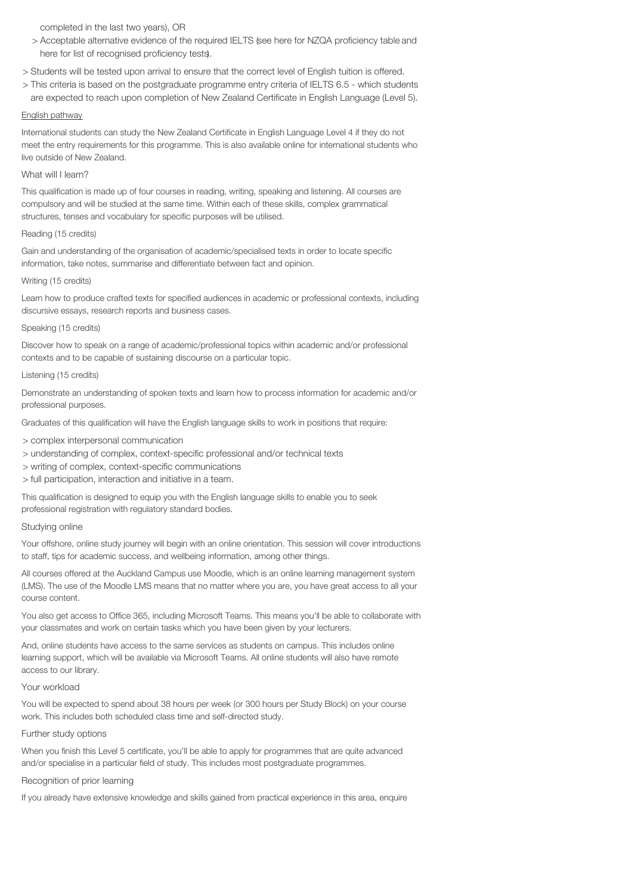completed in the last two years), OR

- Acceptable alternative evidence of the required IELTS (see here for NZQA proficiency table and here for list of recognised proficiency tests).

- Students will be tested upon arrival to ensure that the correct level of English tuition is offered.
- This criteria is based on the postgraduate programme entry criteria of IELTS 6.5 - which students are expected to reach upon completion of New Zealand Certificate in English Language (Level 5).

English pathway

International students can study the New Zealand Certificate in English Language Level 4 if they do not meet the entry requirements for this programme. This is also available online for international students who live outside of New Zealand.

## What will I learn?

This qualification is made up of four courses in reading, writing, speaking and listening. All courses are compulsory and will be studied at the same time. Within each of these skills, complex grammatical structures, tenses and vocabulary for specific purposes will be utilised.

### Reading (15 credits)

Gain and understanding of the organisation of academic/specialised texts in order to locate specific information, take notes, summarise and differentiate between fact and opinion.

### Writing (15 credits)

Learn how to produce crafted texts for specified audiences in academic or professional contexts, including discursive essays, research reports and business cases.

### Speaking (15 credits)

Discover how to speak on a range of academic/professional topics within academic and/or professional contexts and to be capable of sustaining discourse on a particular topic.

### Listening (15 credits)

Demonstrate an understanding of spoken texts and learn how to process information for academic and/or professional purposes.

Graduates of this qualification will have the English language skills to work in positions that require:

- complex interpersonal communication
- understanding of complex, context-specific professional and/or technical texts
- writing of complex, context-specific communications
- full participation, interaction and initiative in a team.

This qualification is designed to equip you with the English language skills to enable you to seek professional registration with regulatory standard bodies.

## Studying online

Your offshore, online study journey will begin with an online orientation. This session will cover introductions to staff, tips for academic success, and wellbeing information, among other things.

All courses offered at the Auckland Campus use Moodle, which is an online learning management system (LMS). The use of the Moodle LMS means that no matter where you are, you have great access to all your course content.

You also get access to Office 365, including Microsoft Teams. This means you'll be able to collaborate with your classmates and work on certain tasks which you have been given by your lecturers.

And, online students have access to the same services as students on campus. This includes online learning support, which will be available via Microsoft Teams. All online students will also have remote access to our library.

## Your workload

You will be expected to spend about 38 hours per week (or 300 hours per Study Block) on your course work. This includes both scheduled class time and self-directed study.

## Further study options

When you finish this Level 5 certificate, you'll be able to apply for programmes that are quite advanced and/or specialise in a particular field of study. This includes most postgraduate programmes.

## Recognition of prior learning

If you already have extensive knowledge and skills gained from practical experience in this area, enquire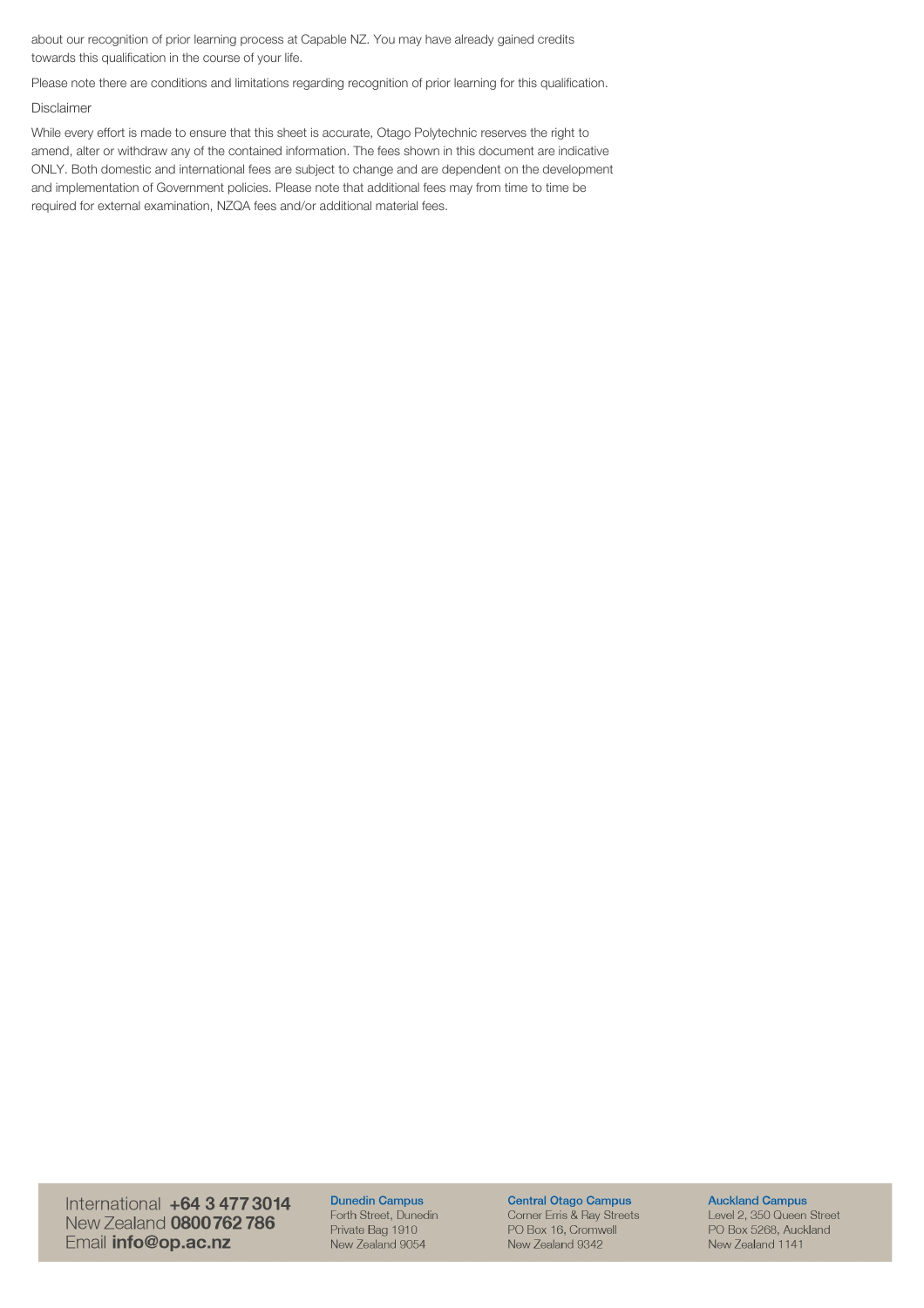about our recognition of prior learning process at Capable NZ. You may have already gained credits towards this qualification in the course of your life.

Please note there are conditions and limitations regarding recognition of prior learning for this qualification.

Disclaimer

While every effort is made to ensure that this sheet is accurate, Otago Polytechnic reserves the right to amend, alter or withdraw any of the contained information. The fees shown in this document are indicative ONLY. Both domestic and international fees are subject to change and are dependent on the development and implementation of Government policies. Please note that additional fees may from time to time be required for external examination, NZQA fees and/or additional material fees.

International **+64 3 477 3014**
New Zealand **0800 762 786**
Email **info@op.ac.nz**

**Dunedin Campus**
Forth Street, Dunedin
Private Bag 1910
New Zealand 9054

**Central Otago Campus**
Corner Erris & Ray Streets
PO Box 16, Cromwell
New Zealand 9342

**Auckland Campus**
Level 2, 350 Queen Street
PO Box 5268, Auckland
New Zealand 1141